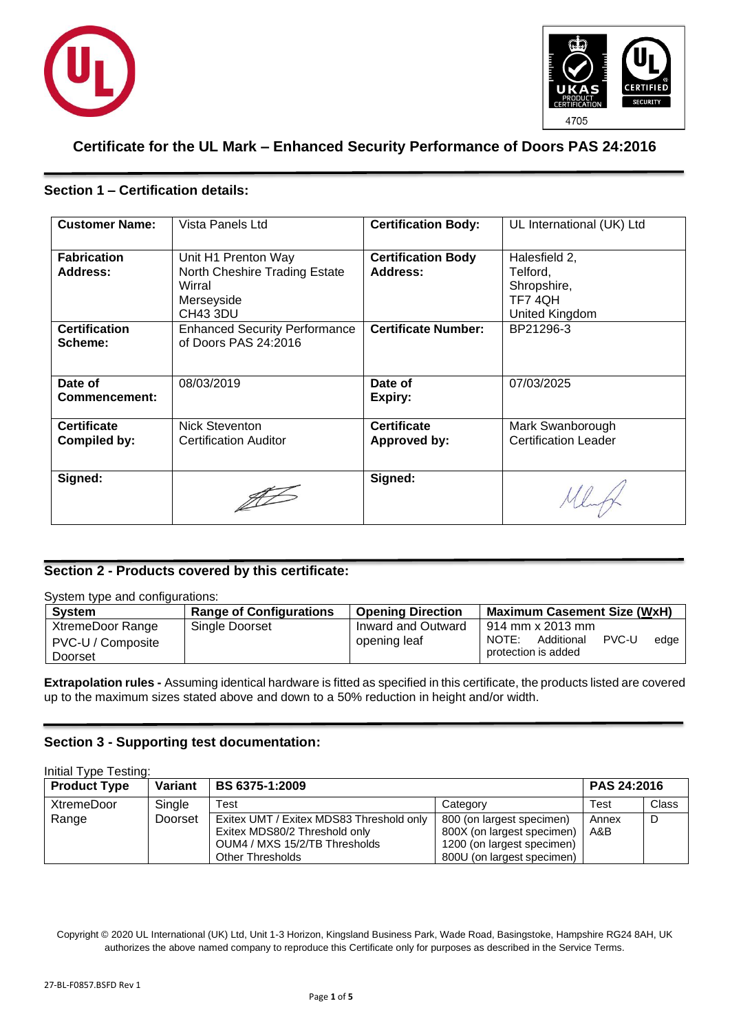# Certificate for the UL Mark – Enhanced Security Performance of Doors PAS 24:2016

## Section 1 – Certification details:

| **Customer Name:** | Vista Panels Ltd | **Certification Body:** | UL International (UK) Ltd |
|---|---|---|---|
| **Fabrication Address:** | Unit H1 Prenton Way<br>North Cheshire Trading Estate<br>Wirral<br>Merseyside<br>CH43 3DU | **Certification Body Address:** | Halesfield 2,<br>Telford,<br>Shropshire,<br>TF7 4QH<br>United Kingdom |
| **Certification Scheme:** | Enhanced Security Performance of Doors PAS 24:2016 | **Certificate Number:** | BP21296-3 |
| **Date of Commencement:** | 08/03/2019 | **Date of Expiry:** | 07/03/2025 |
| **Certificate Compiled by:** | Nick Steventon<br>Certification Auditor | **Certificate Approved by:** | Mark Swanborough<br>Certification Leader |
| **Signed:** | | **Signed:** | |

## Section 2 - Products covered by this certificate:

System type and configurations:

| **System** | **Range of Configurations** | **Opening Direction** | **Maximum Casement Size (WxH)** |
|---|---|---|---|
| XtremeDoor Range PVC-U / Composite Doorset | Single Doorset | Inward and Outward opening leaf | 914 mm x 2013 mm<br>NOTE: Additional PVC-U edge protection is added |

**Extrapolation rules -** Assuming identical hardware is fitted as specified in this certificate, the products listed are covered up to the maximum sizes stated above and down to a 50% reduction in height and/or width.

## Section 3 - Supporting test documentation:

Initial Type Testing:

| **Product Type** | **Variant** | **BS 6375-1:2009** | | **PAS 24:2016** | |
|---|---|---|---|---|---|
| | | Test | Category | Test | Class |
| XtremeDoor Range | Single Doorset | Exitex UMT / Exitex MDS83 Threshold only<br>Exitex MDS80/2 Threshold only<br>OUM4 / MXS 15/2/TB Thresholds<br>Other Thresholds | 800 (on largest specimen)<br>800X (on largest specimen)<br>1200 (on largest specimen)<br>800U (on largest specimen) | Annex A&B | D |

Copyright © 2020 UL International (UK) Ltd, Unit 1-3 Horizon, Kingsland Business Park, Wade Road, Basingstoke, Hampshire RG24 8AH, UK authorizes the above named company to reproduce this Certificate only for purposes as described in the Service Terms.

27-BL-F0857.BSFD Rev 1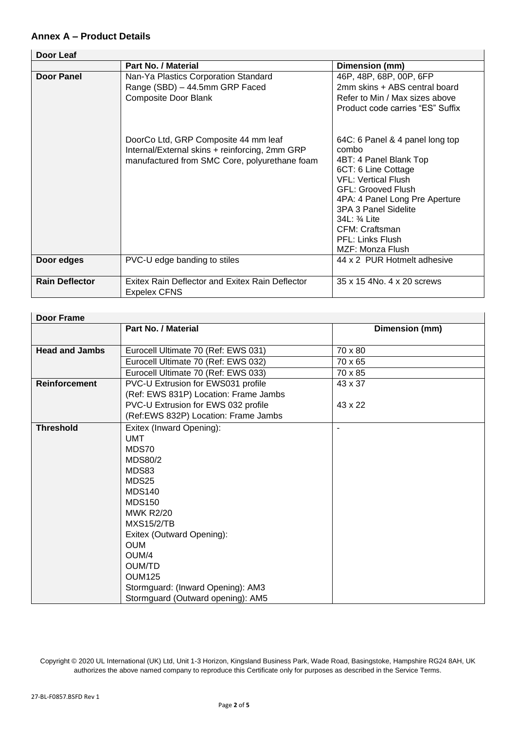## Annex A – Product Details

| Door Leaf | | |
|---|---|---|
| | **Part No. / Material** | **Dimension (mm)** |
| **Door Panel** | Nan-Ya Plastics Corporation Standard Range (SBD) – 44.5mm GRP Faced Composite Door Blank | 46P, 48P, 68P, 00P, 6FP<br>2mm skins + ABS central board<br>Refer to Min / Max sizes above<br>Product code carries "ES" Suffix |
| | DoorCo Ltd, GRP Composite 44 mm leaf Internal/External skins + reinforcing, 2mm GRP manufactured from SMC Core, polyurethane foam | 64C: 6 Panel & 4 panel long top combo<br>4BT: 4 Panel Blank Top<br>6CT: 6 Line Cottage<br>VFL: Vertical Flush<br>GFL: Grooved Flush<br>4PA: 4 Panel Long Pre Aperture<br>3PA 3 Panel Sidelite<br>34L: ¾ Lite<br>CFM: Craftsman<br>PFL: Links Flush<br>MZF: Monza Flush |
| **Door edges** | PVC-U edge banding to stiles | 44 x 2 PUR Hotmelt adhesive |
| **Rain Deflector** | Exitex Rain Deflector and Exitex Rain Deflector Expelex CFNS | 35 x 15 4No. 4 x 20 screws |

| Door Frame | | |
|---|---|---|
| | **Part No. / Material** | **Dimension (mm)** |
| **Head and Jambs** | Eurocell Ultimate 70 (Ref: EWS 031) | 70 x 80 |
| | Eurocell Ultimate 70 (Ref: EWS 032) | 70 x 65 |
| | Eurocell Ultimate 70 (Ref: EWS 033) | 70 x 85 |
| **Reinforcement** | PVC-U Extrusion for EWS031 profile (Ref: EWS 831P) Location: Frame Jambs | 43 x 37 |
| | PVC-U Extrusion for EWS 032 profile (Ref:EWS 832P) Location: Frame Jambs | 43 x 22 |
| **Threshold** | Exitex (Inward Opening):<br>UMT<br>MDS70<br>MDS80/2<br>MDS83<br>MDS25<br>MDS140<br>MDS150<br>MWK R2/20<br>MXS15/2/TB<br>Exitex (Outward Opening):<br>OUM<br>OUM/4<br>OUM/TD<br>OUM125<br>Stormguard: (Inward Opening): AM3<br>Stormguard (Outward opening): AM5 | - |

Copyright © 2020 UL International (UK) Ltd, Unit 1-3 Horizon, Kingsland Business Park, Wade Road, Basingstoke, Hampshire RG24 8AH, UK authorizes the above named company to reproduce this Certificate only for purposes as described in the Service Terms.

27-BL-F0857.BSFD Rev 1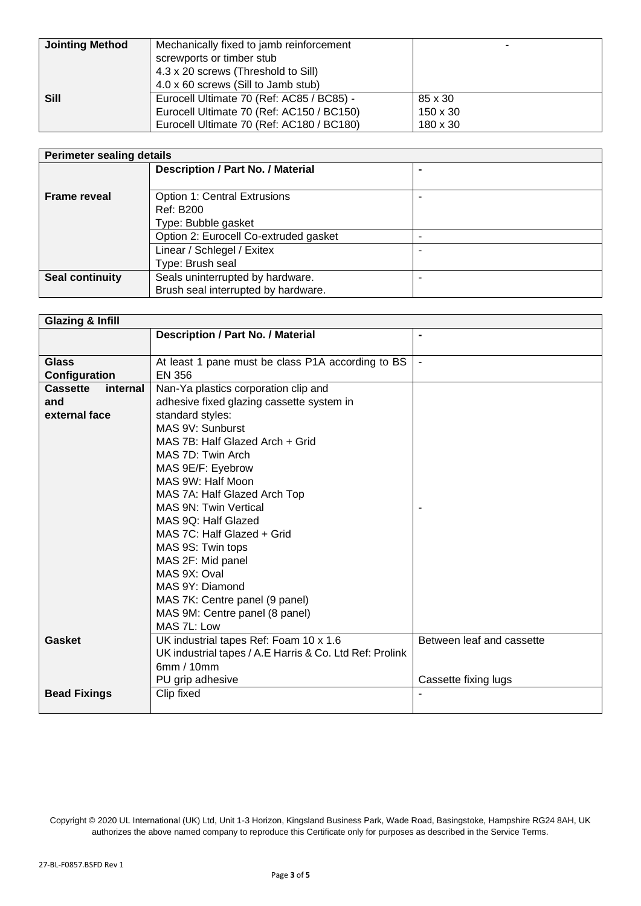| Jointing Method | Mechanically fixed to jamb reinforcement screwports or timber stub<br>4.3 x 20 screws (Threshold to Sill)<br>4.0 x 60 screws (Sill to Jamb stub) | - |
|---|---|---|
| **Sill** | Eurocell Ultimate 70 (Ref: AC85 / BC85) -<br>Eurocell Ultimate 70 (Ref: AC150 / BC150)<br>Eurocell Ultimate 70 (Ref: AC180 / BC180) | 85 x 30<br>150 x 30<br>180 x 30 |

| **Perimeter sealing details** | | |
|---|---|---|
| | **Description / Part No. / Material** | **-** |
| **Frame reveal** | Option 1: Central Extrusions<br>Ref: B200<br>Type: Bubble gasket | - |
| | Option 2: Eurocell Co-extruded gasket | - |
| | Linear / Schlegel / Exitex<br>Type: Brush seal | - |
| **Seal continuity** | Seals uninterrupted by hardware.<br>Brush seal interrupted by hardware. | - |

| **Glazing & Infill** | | |
|---|---|---|
| | **Description / Part No. / Material** | **-** |
| **Glass Configuration** | At least 1 pane must be class P1A according to BS EN 356 | - |
| **Cassette internal and external face** | Nan-Ya plastics corporation clip and adhesive fixed glazing cassette system in standard styles:<br>MAS 9V: Sunburst<br>MAS 7B: Half Glazed Arch + Grid<br>MAS 7D: Twin Arch<br>MAS 9E/F: Eyebrow<br>MAS 9W: Half Moon<br>MAS 7A: Half Glazed Arch Top<br>MAS 9N: Twin Vertical<br>MAS 9Q: Half Glazed<br>MAS 7C: Half Glazed + Grid<br>MAS 9S: Twin tops<br>MAS 2F: Mid panel<br>MAS 9X: Oval<br>MAS 9Y: Diamond<br>MAS 7K: Centre panel (9 panel)<br>MAS 9M: Centre panel (8 panel)<br>MAS 7L: Low | - |
| **Gasket** | UK industrial tapes Ref: Foam 10 x 1.6<br>UK industrial tapes / A.E Harris & Co. Ltd Ref: Prolink 6mm / 10mm<br>PU grip adhesive | Between leaf and cassette<br><br><br>Cassette fixing lugs |
| **Bead Fixings** | Clip fixed | - |

Copyright © 2020 UL International (UK) Ltd, Unit 1-3 Horizon, Kingsland Business Park, Wade Road, Basingstoke, Hampshire RG24 8AH, UK authorizes the above named company to reproduce this Certificate only for purposes as described in the Service Terms.

27-BL-F0857.BSFD Rev 1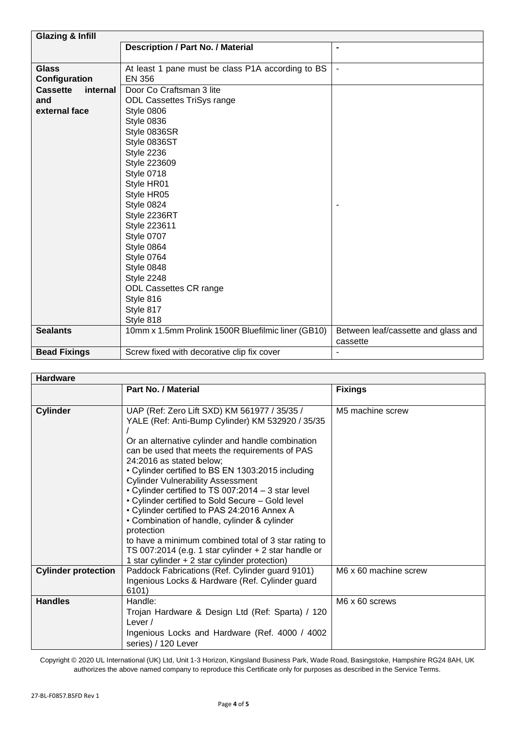| Glazing & Infill | | |
|---|---|---|
| | **Description / Part No. / Material** | **-** |
| **Glass Configuration** | At least 1 pane must be class P1A according to BS EN 356 | - |
| **Cassette internal and external face** | Door Co Craftsman 3 lite<br>ODL Cassettes TriSys range<br>Style 0806<br>Style 0836<br>Style 0836SR<br>Style 0836ST<br>Style 2236<br>Style 223609<br>Style 0718<br>Style HR01<br>Style HR05<br>Style 0824<br>Style 2236RT<br>Style 223611<br>Style 0707<br>Style 0864<br>Style 0764<br>Style 0848<br>Style 2248<br>ODL Cassettes CR range<br>Style 816<br>Style 817<br>Style 818 | - |
| **Sealants** | 10mm x 1.5mm Prolink 1500R Bluefilmic liner (GB10) | Between leaf/cassette and glass and cassette |
| **Bead Fixings** | Screw fixed with decorative clip fix cover | - |

| Hardware | | |
|---|---|---|
| | **Part No. / Material** | **Fixings** |
| **Cylinder** | UAP (Ref: Zero Lift SXD) KM 561977 / 35/35 / YALE (Ref: Anti-Bump Cylinder) KM 532920 / 35/35 /<br>Or an alternative cylinder and handle combination can be used that meets the requirements of PAS 24:2016 as stated below;<br>• Cylinder certified to BS EN 1303:2015 including Cylinder Vulnerability Assessment<br>• Cylinder certified to TS 007:2014 – 3 star level<br>• Cylinder certified to Sold Secure – Gold level<br>• Cylinder certified to PAS 24:2016 Annex A<br>• Combination of handle, cylinder & cylinder protection to have a minimum combined total of 3 star rating to TS 007:2014 (e.g. 1 star cylinder + 2 star handle or 1 star cylinder + 2 star cylinder protection) | M5 machine screw |
| **Cylinder protection** | Paddock Fabrications (Ref. Cylinder guard 9101)<br>Ingenious Locks & Hardware (Ref. Cylinder guard 6101) | M6 x 60 machine screw |
| **Handles** | Handle:<br>Trojan Hardware & Design Ltd (Ref: Sparta) / 120 Lever /<br>Ingenious Locks and Hardware (Ref. 4000 / 4002 series) / 120 Lever | M6 x 60 screws |

Copyright © 2020 UL International (UK) Ltd, Unit 1-3 Horizon, Kingsland Business Park, Wade Road, Basingstoke, Hampshire RG24 8AH, UK authorizes the above named company to reproduce this Certificate only for purposes as described in the Service Terms.

27-BL-F0857.BSFD Rev 1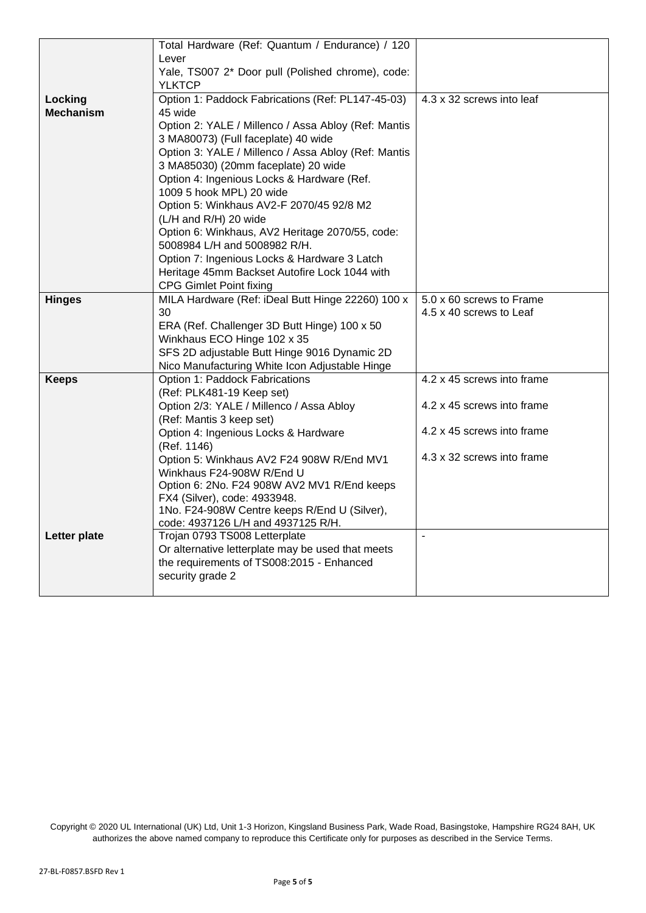| | | |
|---|---|---|
| | Total Hardware (Ref: Quantum / Endurance) / 120 Lever<br>Yale, TS007 2* Door pull (Polished chrome), code: YLKTCP | |
| **Locking Mechanism** | Option 1: Paddock Fabrications (Ref: PL147-45-03) 45 wide<br>Option 2: YALE / Millenco / Assa Abloy (Ref: Mantis 3 MA80073) (Full faceplate) 40 wide<br>Option 3: YALE / Millenco / Assa Abloy (Ref: Mantis 3 MA85030) (20mm faceplate) 20 wide<br>Option 4: Ingenious Locks & Hardware (Ref. 1009 5 hook MPL) 20 wide<br>Option 5: Winkhaus AV2-F 2070/45 92/8 M2 (L/H and R/H) 20 wide<br>Option 6: Winkhaus, AV2 Heritage 2070/55, code: 5008984 L/H and 5008982 R/H.<br>Option 7: Ingenious Locks & Hardware 3 Latch Heritage 45mm Backset Autofire Lock 1044 with CPG Gimlet Point fixing | 4.3 x 32 screws into leaf |
| **Hinges** | MILA Hardware (Ref: iDeal Butt Hinge 22260) 100 x 30<br>ERA (Ref. Challenger 3D Butt Hinge) 100 x 50<br>Winkhaus ECO Hinge 102 x 35<br>SFS 2D adjustable Butt Hinge 9016 Dynamic 2D<br>Nico Manufacturing White Icon Adjustable Hinge | 5.0 x 60 screws to Frame<br>4.5 x 40 screws to Leaf |
| **Keeps** | Option 1: Paddock Fabrications (Ref: PLK481-19 Keep set)<br>Option 2/3: YALE / Millenco / Assa Abloy (Ref: Mantis 3 keep set)<br>Option 4: Ingenious Locks & Hardware (Ref. 1146)<br>Option 5: Winkhaus AV2 F24 908W R/End MV1 Winkhaus F24-908W R/End U<br>Option 6: 2No. F24 908W AV2 MV1 R/End keeps FX4 (Silver), code: 4933948.<br>1No. F24-908W Centre keeps R/End U (Silver), code: 4937126 L/H and 4937125 R/H. | 4.2 x 45 screws into frame<br>4.2 x 45 screws into frame<br>4.2 x 45 screws into frame<br>4.3 x 32 screws into frame |
| **Letter plate** | Trojan 0793 TS008 Letterplate<br>Or alternative letterplate may be used that meets the requirements of TS008:2015 - Enhanced security grade 2 | - |

Copyright © 2020 UL International (UK) Ltd, Unit 1-3 Horizon, Kingsland Business Park, Wade Road, Basingstoke, Hampshire RG24 8AH, UK authorizes the above named company to reproduce this Certificate only for purposes as described in the Service Terms.

27-BL-F0857.BSFD Rev 1